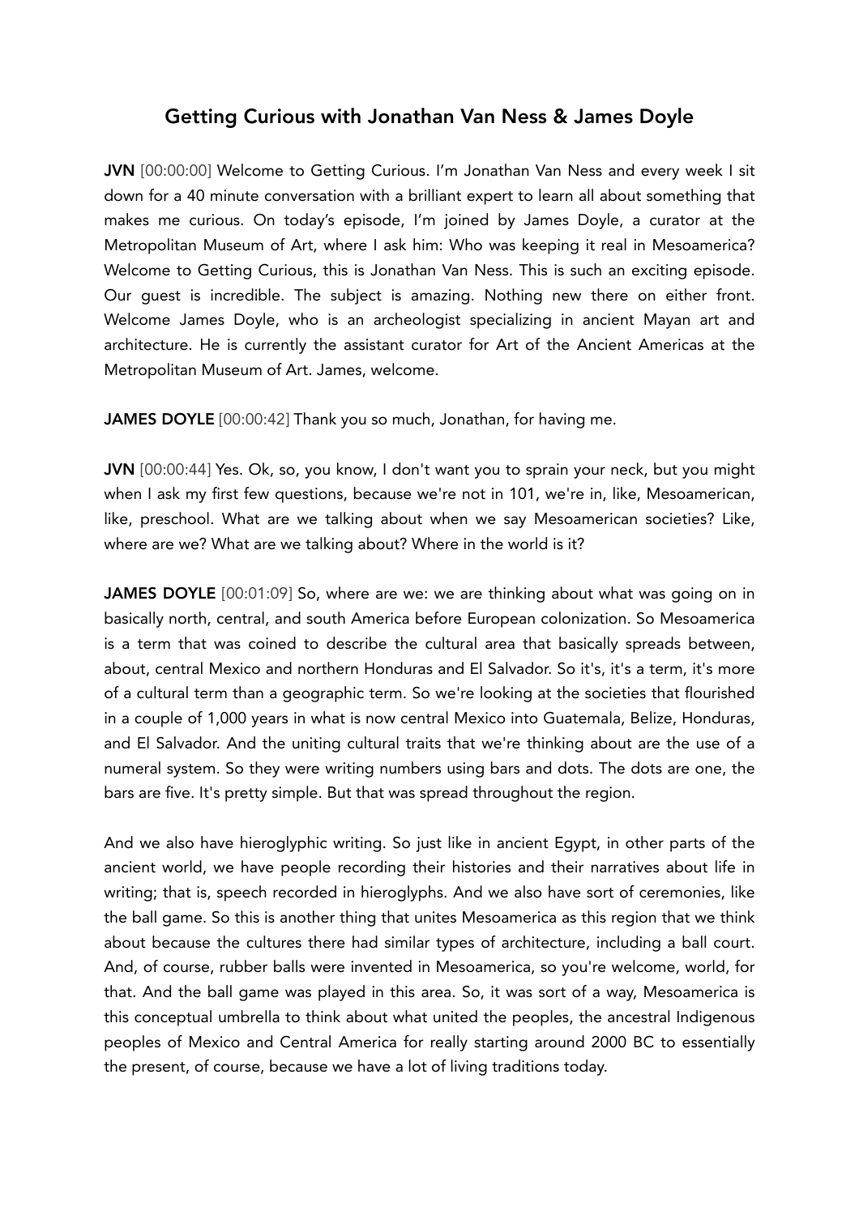# Getting Curious with Jonathan Van Ness & James Doyle

**JVN** [00:00:00] Welcome to Getting Curious. I'm Jonathan Van Ness and every week I sit down for a 40 minute conversation with a brilliant expert to learn all about something that makes me curious. On today's episode, I'm joined by James Doyle, a curator at the Metropolitan Museum of Art, where I ask him: Who was keeping it real in Mesoamerica? Welcome to Getting Curious, this is Jonathan Van Ness. This is such an exciting episode. Our guest is incredible. The subject is amazing. Nothing new there on either front. Welcome James Doyle, who is an archeologist specializing in ancient Mayan art and architecture. He is currently the assistant curator for Art of the Ancient Americas at the Metropolitan Museum of Art. James, welcome.

**JAMES DOYLE** [00:00:42] Thank you so much, Jonathan, for having me.

**JVN** [00:00:44] Yes. Ok, so, you know, I don't want you to sprain your neck, but you might when I ask my first few questions, because we're not in 101, we're in, like, Mesoamerican, like, preschool. What are we talking about when we say Mesoamerican societies? Like, where are we? What are we talking about? Where in the world is it?

**JAMES DOYLE** [00:01:09] So, where are we: we are thinking about what was going on in basically north, central, and south America before European colonization. So Mesoamerica is a term that was coined to describe the cultural area that basically spreads between, about, central Mexico and northern Honduras and El Salvador. So it's, it's a term, it's more of a cultural term than a geographic term. So we're looking at the societies that flourished in a couple of 1,000 years in what is now central Mexico into Guatemala, Belize, Honduras, and El Salvador. And the uniting cultural traits that we're thinking about are the use of a numeral system. So they were writing numbers using bars and dots. The dots are one, the bars are five. It's pretty simple. But that was spread throughout the region.

And we also have hieroglyphic writing. So just like in ancient Egypt, in other parts of the ancient world, we have people recording their histories and their narratives about life in writing; that is, speech recorded in hieroglyphs. And we also have sort of ceremonies, like the ball game. So this is another thing that unites Mesoamerica as this region that we think about because the cultures there had similar types of architecture, including a ball court. And, of course, rubber balls were invented in Mesoamerica, so you're welcome, world, for that. And the ball game was played in this area. So, it was sort of a way, Mesoamerica is this conceptual umbrella to think about what united the peoples, the ancestral Indigenous peoples of Mexico and Central America for really starting around 2000 BC to essentially the present, of course, because we have a lot of living traditions today.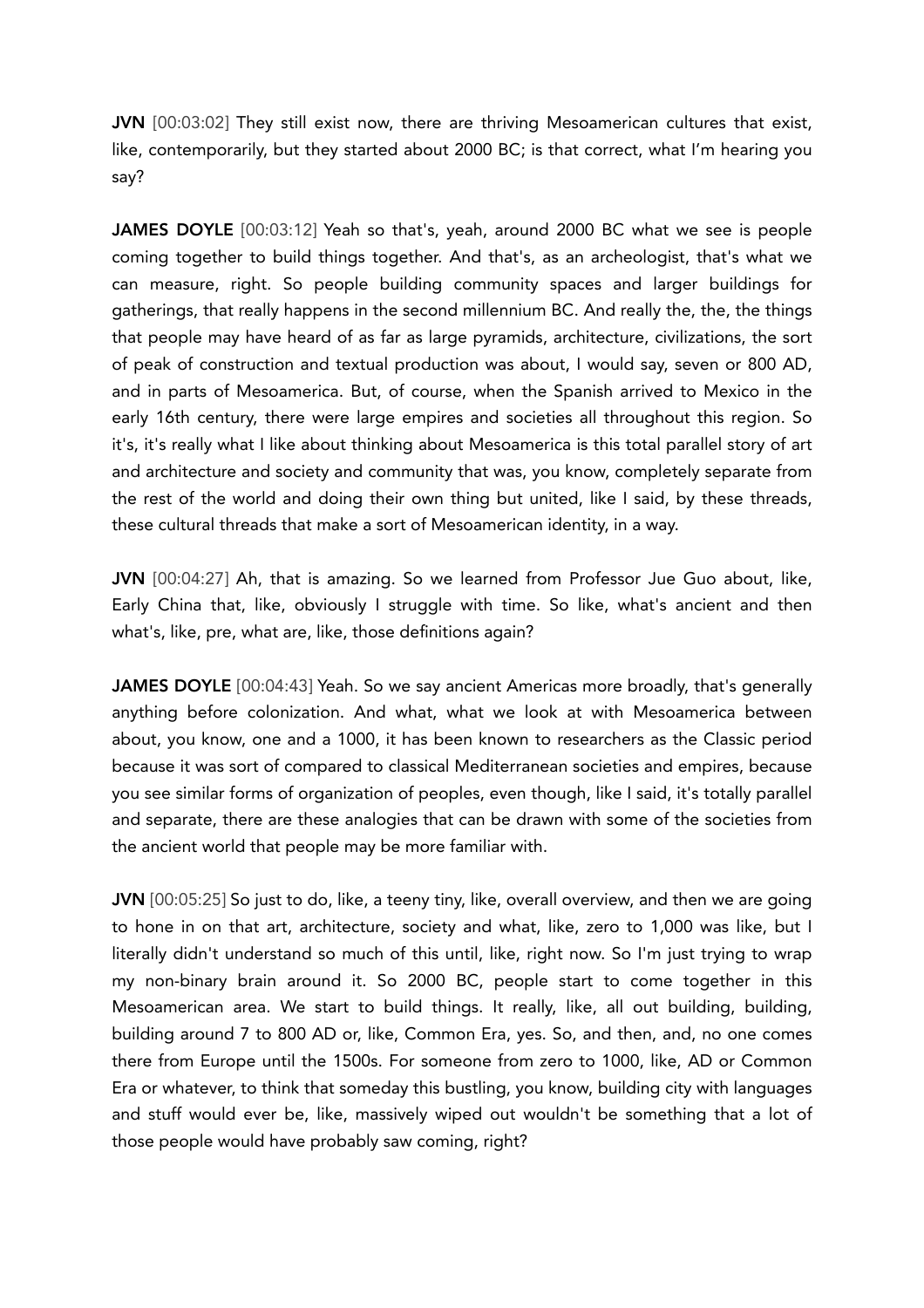**JVN** [00:03:02] They still exist now, there are thriving Mesoamerican cultures that exist, like, contemporarily, but they started about 2000 BC; is that correct, what I'm hearing you say?

**JAMES DOYLE** [00:03:12] Yeah so that's, yeah, around 2000 BC what we see is people coming together to build things together. And that's, as an archeologist, that's what we can measure, right. So people building community spaces and larger buildings for gatherings, that really happens in the second millennium BC. And really the, the, the things that people may have heard of as far as large pyramids, architecture, civilizations, the sort of peak of construction and textual production was about, I would say, seven or 800 AD, and in parts of Mesoamerica. But, of course, when the Spanish arrived to Mexico in the early 16th century, there were large empires and societies all throughout this region. So it's, it's really what I like about thinking about Mesoamerica is this total parallel story of art and architecture and society and community that was, you know, completely separate from the rest of the world and doing their own thing but united, like I said, by these threads, these cultural threads that make a sort of Mesoamerican identity, in a way.

**JVN** [00:04:27] Ah, that is amazing. So we learned from Professor Jue Guo about, like, Early China that, like, obviously I struggle with time. So like, what's ancient and then what's, like, pre, what are, like, those definitions again?

**JAMES DOYLE** [00:04:43] Yeah. So we say ancient Americas more broadly, that's generally anything before colonization. And what, what we look at with Mesoamerica between about, you know, one and a 1000, it has been known to researchers as the Classic period because it was sort of compared to classical Mediterranean societies and empires, because you see similar forms of organization of peoples, even though, like I said, it's totally parallel and separate, there are these analogies that can be drawn with some of the societies from the ancient world that people may be more familiar with.

**JVN** [00:05:25] So just to do, like, a teeny tiny, like, overall overview, and then we are going to hone in on that art, architecture, society and what, like, zero to 1,000 was like, but I literally didn't understand so much of this until, like, right now. So I'm just trying to wrap my non-binary brain around it. So 2000 BC, people start to come together in this Mesoamerican area. We start to build things. It really, like, all out building, building, building around 7 to 800 AD or, like, Common Era, yes. So, and then, and, no one comes there from Europe until the 1500s. For someone from zero to 1000, like, AD or Common Era or whatever, to think that someday this bustling, you know, building city with languages and stuff would ever be, like, massively wiped out wouldn't be something that a lot of those people would have probably saw coming, right?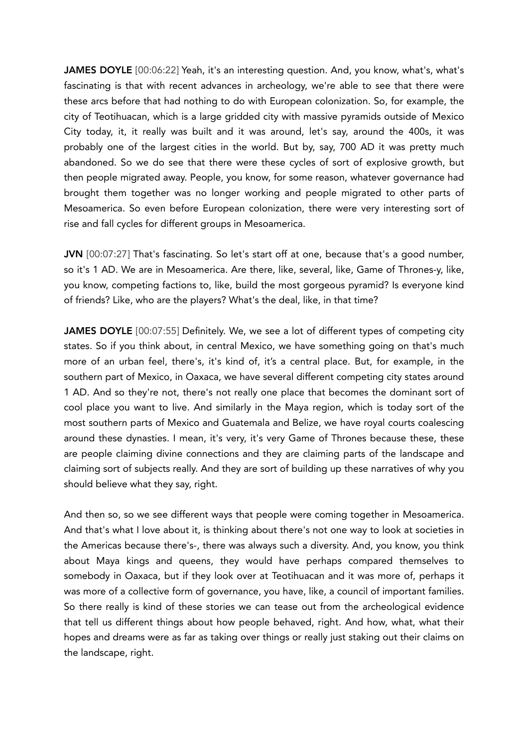**JAMES DOYLE** [00:06:22] Yeah, it's an interesting question. And, you know, what's, what's fascinating is that with recent advances in archeology, we're able to see that there were these arcs before that had nothing to do with European colonization. So, for example, the city of Teotihuacan, which is a large gridded city with massive pyramids outside of Mexico City today, it, it really was built and it was around, let's say, around the 400s, it was probably one of the largest cities in the world. But by, say, 700 AD it was pretty much abandoned. So we do see that there were these cycles of sort of explosive growth, but then people migrated away. People, you know, for some reason, whatever governance had brought them together was no longer working and people migrated to other parts of Mesoamerica. So even before European colonization, there were very interesting sort of rise and fall cycles for different groups in Mesoamerica.

**JVN** [00:07:27] That's fascinating. So let's start off at one, because that's a good number, so it's 1 AD. We are in Mesoamerica. Are there, like, several, like, Game of Thrones-y, like, you know, competing factions to, like, build the most gorgeous pyramid? Is everyone kind of friends? Like, who are the players? What's the deal, like, in that time?

**JAMES DOYLE** [00:07:55] Definitely. We, we see a lot of different types of competing city states. So if you think about, in central Mexico, we have something going on that's much more of an urban feel, there's, it's kind of, it's a central place. But, for example, in the southern part of Mexico, in Oaxaca, we have several different competing city states around 1 AD. And so they're not, there's not really one place that becomes the dominant sort of cool place you want to live. And similarly in the Maya region, which is today sort of the most southern parts of Mexico and Guatemala and Belize, we have royal courts coalescing around these dynasties. I mean, it's very, it's very Game of Thrones because these, these are people claiming divine connections and they are claiming parts of the landscape and claiming sort of subjects really. And they are sort of building up these narratives of why you should believe what they say, right.

And then so, so we see different ways that people were coming together in Mesoamerica. And that's what I love about it, is thinking about there's not one way to look at societies in the Americas because there's-, there was always such a diversity. And, you know, you think about Maya kings and queens, they would have perhaps compared themselves to somebody in Oaxaca, but if they look over at Teotihuacan and it was more of, perhaps it was more of a collective form of governance, you have, like, a council of important families. So there really is kind of these stories we can tease out from the archeological evidence that tell us different things about how people behaved, right. And how, what, what their hopes and dreams were as far as taking over things or really just staking out their claims on the landscape, right.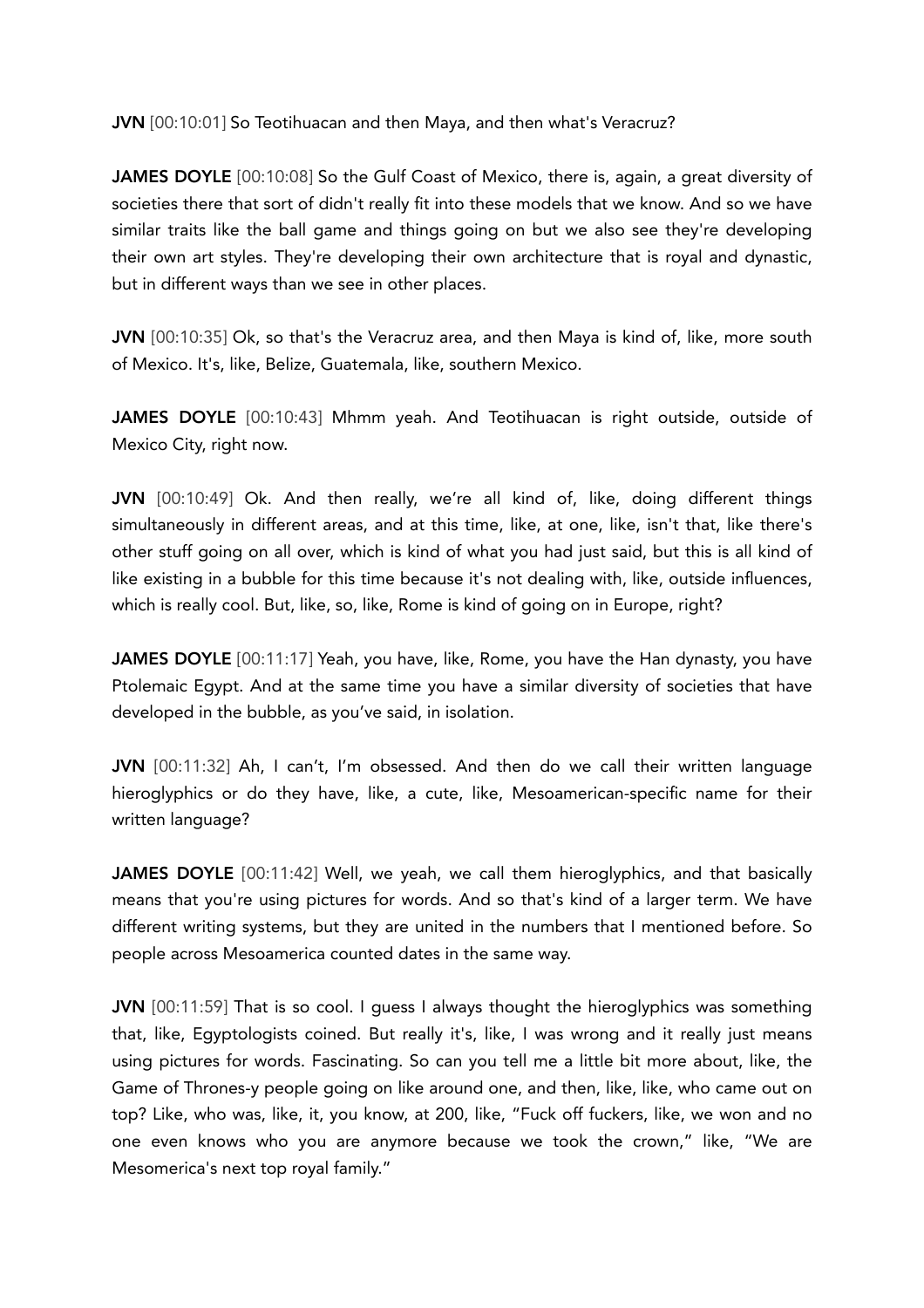**JVN** [00:10:01] So Teotihuacan and then Maya, and then what's Veracruz?

**JAMES DOYLE** [00:10:08] So the Gulf Coast of Mexico, there is, again, a great diversity of societies there that sort of didn't really fit into these models that we know. And so we have similar traits like the ball game and things going on but we also see they're developing their own art styles. They're developing their own architecture that is royal and dynastic, but in different ways than we see in other places.

**JVN** [00:10:35] Ok, so that's the Veracruz area, and then Maya is kind of, like, more south of Mexico. It's, like, Belize, Guatemala, like, southern Mexico.

**JAMES DOYLE** [00:10:43] Mhmm yeah. And Teotihuacan is right outside, outside of Mexico City, right now.

**JVN** [00:10:49] Ok. And then really, we're all kind of, like, doing different things simultaneously in different areas, and at this time, like, at one, like, isn't that, like there's other stuff going on all over, which is kind of what you had just said, but this is all kind of like existing in a bubble for this time because it's not dealing with, like, outside influences, which is really cool. But, like, so, like, Rome is kind of going on in Europe, right?

**JAMES DOYLE** [00:11:17] Yeah, you have, like, Rome, you have the Han dynasty, you have Ptolemaic Egypt. And at the same time you have a similar diversity of societies that have developed in the bubble, as you've said, in isolation.

**JVN** [00:11:32] Ah, I can't, I'm obsessed. And then do we call their written language hieroglyphics or do they have, like, a cute, like, Mesoamerican-specific name for their written language?

**JAMES DOYLE** [00:11:42] Well, we yeah, we call them hieroglyphics, and that basically means that you're using pictures for words. And so that's kind of a larger term. We have different writing systems, but they are united in the numbers that I mentioned before. So people across Mesoamerica counted dates in the same way.

**JVN** [00:11:59] That is so cool. I guess I always thought the hieroglyphics was something that, like, Egyptologists coined. But really it's, like, I was wrong and it really just means using pictures for words. Fascinating. So can you tell me a little bit more about, like, the Game of Thrones-y people going on like around one, and then, like, like, who came out on top? Like, who was, like, it, you know, at 200, like, "Fuck off fuckers, like, we won and no one even knows who you are anymore because we took the crown," like, "We are Mesomerica's next top royal family."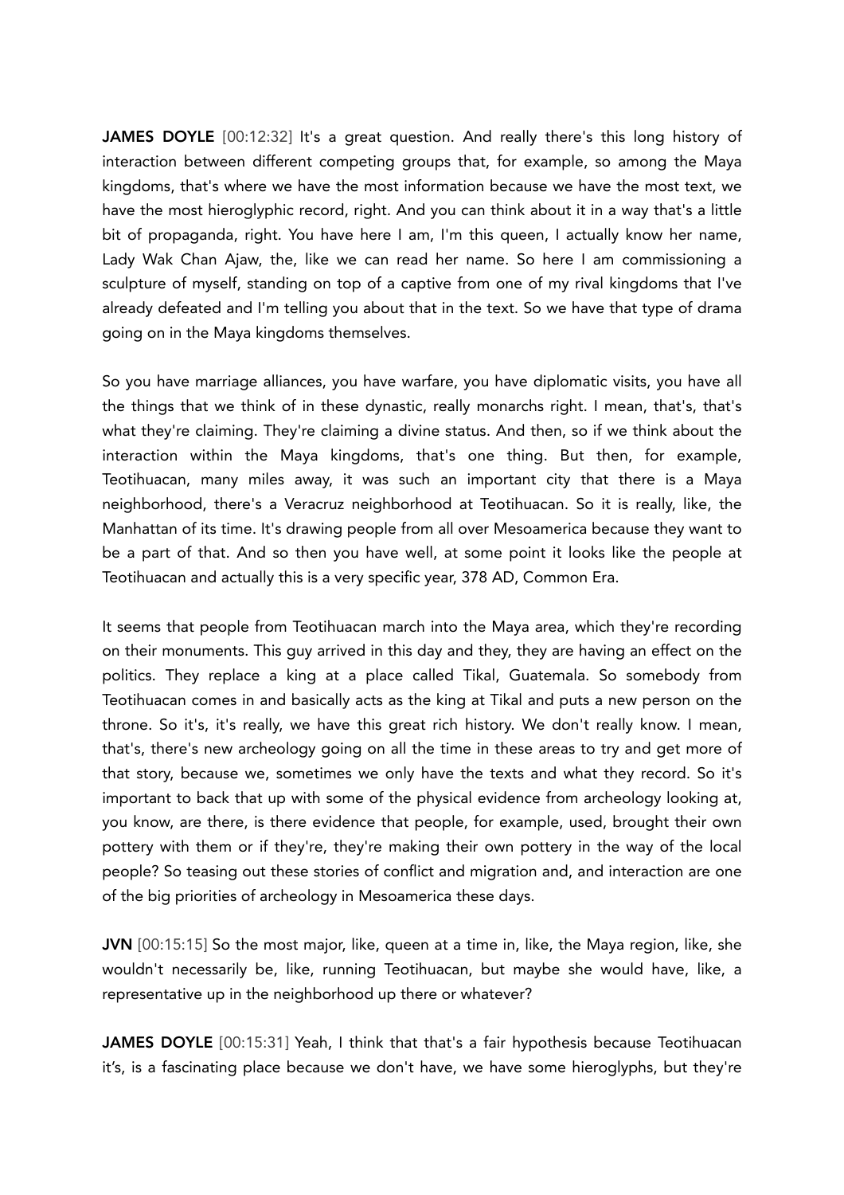**JAMES DOYLE** [00:12:32] It's a great question. And really there's this long history of interaction between different competing groups that, for example, so among the Maya kingdoms, that's where we have the most information because we have the most text, we have the most hieroglyphic record, right. And you can think about it in a way that's a little bit of propaganda, right. You have here I am, I'm this queen, I actually know her name, Lady Wak Chan Ajaw, the, like we can read her name. So here I am commissioning a sculpture of myself, standing on top of a captive from one of my rival kingdoms that I've already defeated and I'm telling you about that in the text. So we have that type of drama going on in the Maya kingdoms themselves.

So you have marriage alliances, you have warfare, you have diplomatic visits, you have all the things that we think of in these dynastic, really monarchs right. I mean, that's, that's what they're claiming. They're claiming a divine status. And then, so if we think about the interaction within the Maya kingdoms, that's one thing. But then, for example, Teotihuacan, many miles away, it was such an important city that there is a Maya neighborhood, there's a Veracruz neighborhood at Teotihuacan. So it is really, like, the Manhattan of its time. It's drawing people from all over Mesoamerica because they want to be a part of that. And so then you have well, at some point it looks like the people at Teotihuacan and actually this is a very specific year, 378 AD, Common Era.

It seems that people from Teotihuacan march into the Maya area, which they're recording on their monuments. This guy arrived in this day and they, they are having an effect on the politics. They replace a king at a place called Tikal, Guatemala. So somebody from Teotihuacan comes in and basically acts as the king at Tikal and puts a new person on the throne. So it's, it's really, we have this great rich history. We don't really know. I mean, that's, there's new archeology going on all the time in these areas to try and get more of that story, because we, sometimes we only have the texts and what they record. So it's important to back that up with some of the physical evidence from archeology looking at, you know, are there, is there evidence that people, for example, used, brought their own pottery with them or if they're, they're making their own pottery in the way of the local people? So teasing out these stories of conflict and migration and, and interaction are one of the big priorities of archeology in Mesoamerica these days.

**JVN** [00:15:15] So the most major, like, queen at a time in, like, the Maya region, like, she wouldn't necessarily be, like, running Teotihuacan, but maybe she would have, like, a representative up in the neighborhood up there or whatever?

**JAMES DOYLE** [00:15:31] Yeah, I think that that's a fair hypothesis because Teotihuacan it's, is a fascinating place because we don't have, we have some hieroglyphs, but they're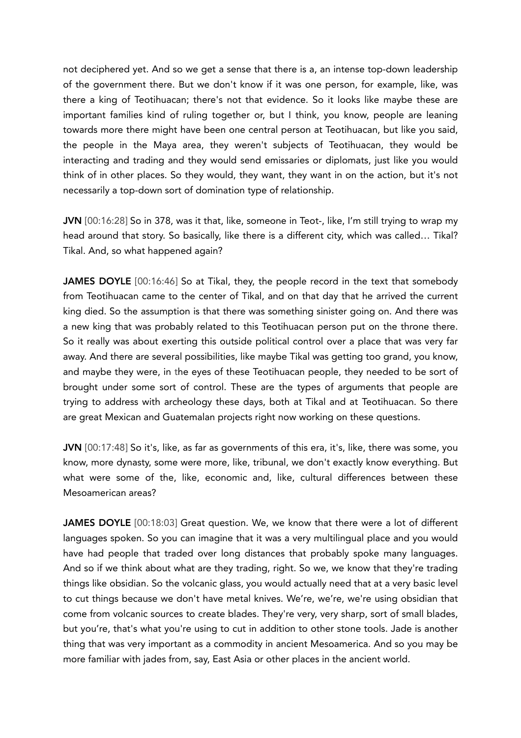not deciphered yet. And so we get a sense that there is a, an intense top-down leadership of the government there. But we don't know if it was one person, for example, like, was there a king of Teotihuacan; there's not that evidence. So it looks like maybe these are important families kind of ruling together or, but I think, you know, people are leaning towards more there might have been one central person at Teotihuacan, but like you said, the people in the Maya area, they weren't subjects of Teotihuacan, they would be interacting and trading and they would send emissaries or diplomats, just like you would think of in other places. So they would, they want, they want in on the action, but it's not necessarily a top-down sort of domination type of relationship.

**JVN** [00:16:28] So in 378, was it that, like, someone in Teot-, like, I'm still trying to wrap my head around that story. So basically, like there is a different city, which was called… Tikal? Tikal. And, so what happened again?

**JAMES DOYLE** [00:16:46] So at Tikal, they, the people record in the text that somebody from Teotihuacan came to the center of Tikal, and on that day that he arrived the current king died. So the assumption is that there was something sinister going on. And there was a new king that was probably related to this Teotihuacan person put on the throne there. So it really was about exerting this outside political control over a place that was very far away. And there are several possibilities, like maybe Tikal was getting too grand, you know, and maybe they were, in the eyes of these Teotihuacan people, they needed to be sort of brought under some sort of control. These are the types of arguments that people are trying to address with archeology these days, both at Tikal and at Teotihuacan. So there are great Mexican and Guatemalan projects right now working on these questions.

**JVN** [00:17:48] So it's, like, as far as governments of this era, it's, like, there was some, you know, more dynasty, some were more, like, tribunal, we don't exactly know everything. But what were some of the, like, economic and, like, cultural differences between these Mesoamerican areas?

**JAMES DOYLE** [00:18:03] Great question. We, we know that there were a lot of different languages spoken. So you can imagine that it was a very multilingual place and you would have had people that traded over long distances that probably spoke many languages. And so if we think about what are they trading, right. So we, we know that they're trading things like obsidian. So the volcanic glass, you would actually need that at a very basic level to cut things because we don't have metal knives. We're, we're, we're using obsidian that come from volcanic sources to create blades. They're very, very sharp, sort of small blades, but you're, that's what you're using to cut in addition to other stone tools. Jade is another thing that was very important as a commodity in ancient Mesoamerica. And so you may be more familiar with jades from, say, East Asia or other places in the ancient world.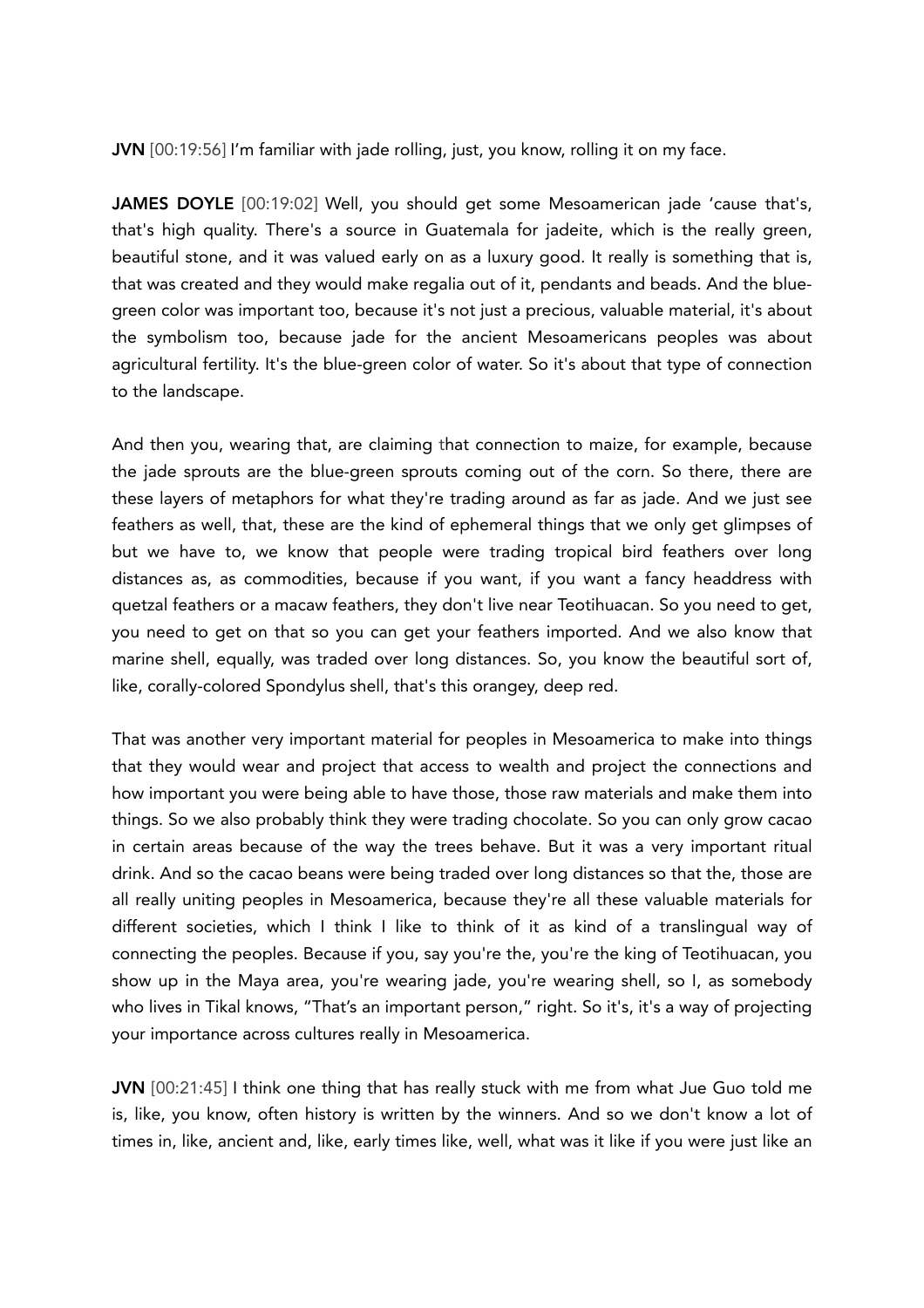**JVN** [00:19:56] I'm familiar with jade rolling, just, you know, rolling it on my face.

**JAMES DOYLE** [00:19:02] Well, you should get some Mesoamerican jade 'cause that's, that's high quality. There's a source in Guatemala for jadeite, which is the really green, beautiful stone, and it was valued early on as a luxury good. It really is something that is, that was created and they would make regalia out of it, pendants and beads. And the blue-green color was important too, because it's not just a precious, valuable material, it's about the symbolism too, because jade for the ancient Mesoamericans peoples was about agricultural fertility. It's the blue-green color of water. So it's about that type of connection to the landscape.

And then you, wearing that, are claiming that connection to maize, for example, because the jade sprouts are the blue-green sprouts coming out of the corn. So there, there are these layers of metaphors for what they're trading around as far as jade. And we just see feathers as well, that, these are the kind of ephemeral things that we only get glimpses of but we have to, we know that people were trading tropical bird feathers over long distances as, as commodities, because if you want, if you want a fancy headdress with quetzal feathers or a macaw feathers, they don't live near Teotihuacan. So you need to get, you need to get on that so you can get your feathers imported. And we also know that marine shell, equally, was traded over long distances. So, you know the beautiful sort of, like, corally-colored Spondylus shell, that's this orangey, deep red.

That was another very important material for peoples in Mesoamerica to make into things that they would wear and project that access to wealth and project the connections and how important you were being able to have those, those raw materials and make them into things. So we also probably think they were trading chocolate. So you can only grow cacao in certain areas because of the way the trees behave. But it was a very important ritual drink. And so the cacao beans were being traded over long distances so that the, those are all really uniting peoples in Mesoamerica, because they're all these valuable materials for different societies, which I think I like to think of it as kind of a translingual way of connecting the peoples. Because if you, say you're the, you're the king of Teotihuacan, you show up in the Maya area, you're wearing jade, you're wearing shell, so I, as somebody who lives in Tikal knows, "That's an important person," right. So it's, it's a way of projecting your importance across cultures really in Mesoamerica.

**JVN** [00:21:45] I think one thing that has really stuck with me from what Jue Guo told me is, like, you know, often history is written by the winners. And so we don't know a lot of times in, like, ancient and, like, early times like, well, what was it like if you were just like an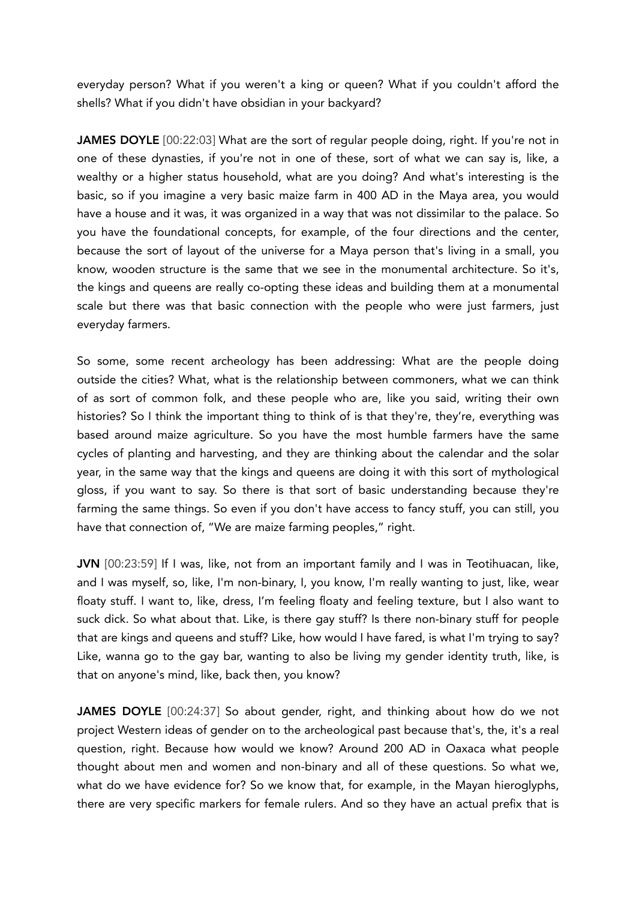everyday person? What if you weren't a king or queen? What if you couldn't afford the shells? What if you didn't have obsidian in your backyard?

**JAMES DOYLE** [00:22:03] What are the sort of regular people doing, right. If you're not in one of these dynasties, if you're not in one of these, sort of what we can say is, like, a wealthy or a higher status household, what are you doing? And what's interesting is the basic, so if you imagine a very basic maize farm in 400 AD in the Maya area, you would have a house and it was, it was organized in a way that was not dissimilar to the palace. So you have the foundational concepts, for example, of the four directions and the center, because the sort of layout of the universe for a Maya person that's living in a small, you know, wooden structure is the same that we see in the monumental architecture. So it's, the kings and queens are really co-opting these ideas and building them at a monumental scale but there was that basic connection with the people who were just farmers, just everyday farmers.

So some, some recent archeology has been addressing: What are the people doing outside the cities? What, what is the relationship between commoners, what we can think of as sort of common folk, and these people who are, like you said, writing their own histories? So I think the important thing to think of is that they're, they're, everything was based around maize agriculture. So you have the most humble farmers have the same cycles of planting and harvesting, and they are thinking about the calendar and the solar year, in the same way that the kings and queens are doing it with this sort of mythological gloss, if you want to say. So there is that sort of basic understanding because they're farming the same things. So even if you don't have access to fancy stuff, you can still, you have that connection of, "We are maize farming peoples," right.

**JVN** [00:23:59] If I was, like, not from an important family and I was in Teotihuacan, like, and I was myself, so, like, I'm non-binary, I, you know, I'm really wanting to just, like, wear floaty stuff. I want to, like, dress, I'm feeling floaty and feeling texture, but I also want to suck dick. So what about that. Like, is there gay stuff? Is there non-binary stuff for people that are kings and queens and stuff? Like, how would I have fared, is what I'm trying to say? Like, wanna go to the gay bar, wanting to also be living my gender identity truth, like, is that on anyone's mind, like, back then, you know?

**JAMES DOYLE** [00:24:37] So about gender, right, and thinking about how do we not project Western ideas of gender on to the archeological past because that's, the, it's a real question, right. Because how would we know? Around 200 AD in Oaxaca what people thought about men and women and non-binary and all of these questions. So what we, what do we have evidence for? So we know that, for example, in the Mayan hieroglyphs, there are very specific markers for female rulers. And so they have an actual prefix that is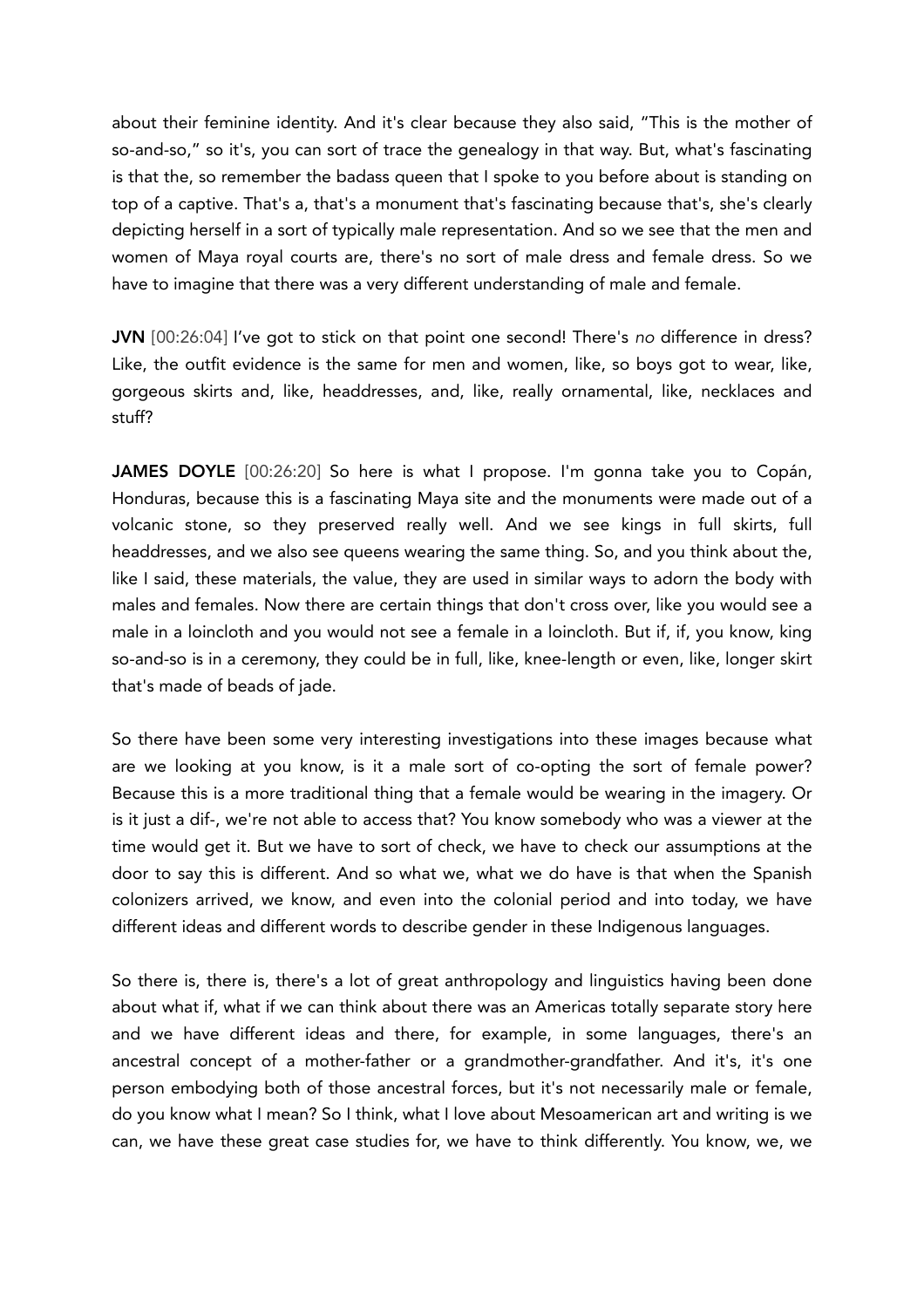about their feminine identity. And it's clear because they also said, "This is the mother of so-and-so," so it's, you can sort of trace the genealogy in that way. But, what's fascinating is that the, so remember the badass queen that I spoke to you before about is standing on top of a captive. That's a, that's a monument that's fascinating because that's, she's clearly depicting herself in a sort of typically male representation. And so we see that the men and women of Maya royal courts are, there's no sort of male dress and female dress. So we have to imagine that there was a very different understanding of male and female.

**JVN** [00:26:04] I've got to stick on that point one second! There's *no* difference in dress? Like, the outfit evidence is the same for men and women, like, so boys got to wear, like, gorgeous skirts and, like, headdresses, and, like, really ornamental, like, necklaces and stuff?

**JAMES DOYLE** [00:26:20] So here is what I propose. I'm gonna take you to Copán, Honduras, because this is a fascinating Maya site and the monuments were made out of a volcanic stone, so they preserved really well. And we see kings in full skirts, full headdresses, and we also see queens wearing the same thing. So, and you think about the, like I said, these materials, the value, they are used in similar ways to adorn the body with males and females. Now there are certain things that don't cross over, like you would see a male in a loincloth and you would not see a female in a loincloth. But if, if, you know, king so-and-so is in a ceremony, they could be in full, like, knee-length or even, like, longer skirt that's made of beads of jade.

So there have been some very interesting investigations into these images because what are we looking at you know, is it a male sort of co-opting the sort of female power? Because this is a more traditional thing that a female would be wearing in the imagery. Or is it just a dif-, we're not able to access that? You know somebody who was a viewer at the time would get it. But we have to sort of check, we have to check our assumptions at the door to say this is different. And so what we, what we do have is that when the Spanish colonizers arrived, we know, and even into the colonial period and into today, we have different ideas and different words to describe gender in these Indigenous languages.

So there is, there is, there's a lot of great anthropology and linguistics having been done about what if, what if we can think about there was an Americas totally separate story here and we have different ideas and there, for example, in some languages, there's an ancestral concept of a mother-father or a grandmother-grandfather. And it's, it's one person embodying both of those ancestral forces, but it's not necessarily male or female, do you know what I mean? So I think, what I love about Mesoamerican art and writing is we can, we have these great case studies for, we have to think differently. You know, we, we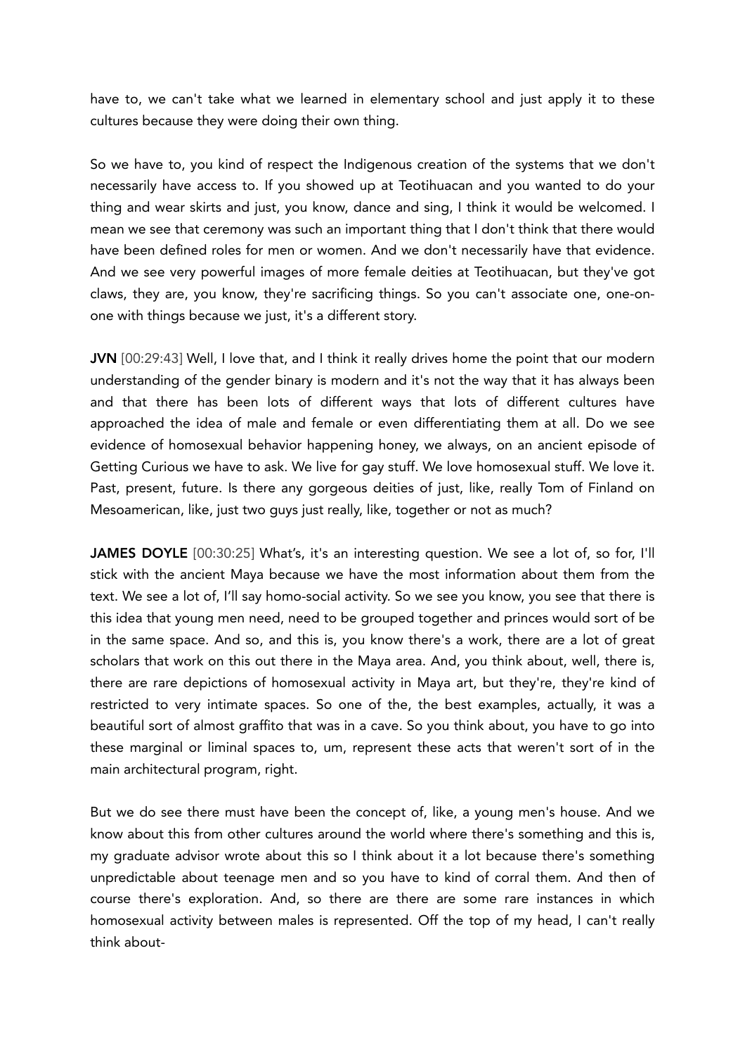have to, we can't take what we learned in elementary school and just apply it to these cultures because they were doing their own thing.

So we have to, you kind of respect the Indigenous creation of the systems that we don't necessarily have access to. If you showed up at Teotihuacan and you wanted to do your thing and wear skirts and just, you know, dance and sing, I think it would be welcomed. I mean we see that ceremony was such an important thing that I don't think that there would have been defined roles for men or women. And we don't necessarily have that evidence. And we see very powerful images of more female deities at Teotihuacan, but they've got claws, they are, you know, they're sacrificing things. So you can't associate one, one-on-one with things because we just, it's a different story.

**JVN** [00:29:43] Well, I love that, and I think it really drives home the point that our modern understanding of the gender binary is modern and it's not the way that it has always been and that there has been lots of different ways that lots of different cultures have approached the idea of male and female or even differentiating them at all. Do we see evidence of homosexual behavior happening honey, we always, on an ancient episode of Getting Curious we have to ask. We live for gay stuff. We love homosexual stuff. We love it. Past, present, future. Is there any gorgeous deities of just, like, really Tom of Finland on Mesoamerican, like, just two guys just really, like, together or not as much?

**JAMES DOYLE** [00:30:25] What's, it's an interesting question. We see a lot of, so for, I'll stick with the ancient Maya because we have the most information about them from the text. We see a lot of, I'll say homo-social activity. So we see you know, you see that there is this idea that young men need, need to be grouped together and princes would sort of be in the same space. And so, and this is, you know there's a work, there are a lot of great scholars that work on this out there in the Maya area. And, you think about, well, there is, there are rare depictions of homosexual activity in Maya art, but they're, they're kind of restricted to very intimate spaces. So one of the, the best examples, actually, it was a beautiful sort of almost graffito that was in a cave. So you think about, you have to go into these marginal or liminal spaces to, um, represent these acts that weren't sort of in the main architectural program, right.

But we do see there must have been the concept of, like, a young men's house. And we know about this from other cultures around the world where there's something and this is, my graduate advisor wrote about this so I think about it a lot because there's something unpredictable about teenage men and so you have to kind of corral them. And then of course there's exploration. And, so there are there are some rare instances in which homosexual activity between males is represented. Off the top of my head, I can't really think about-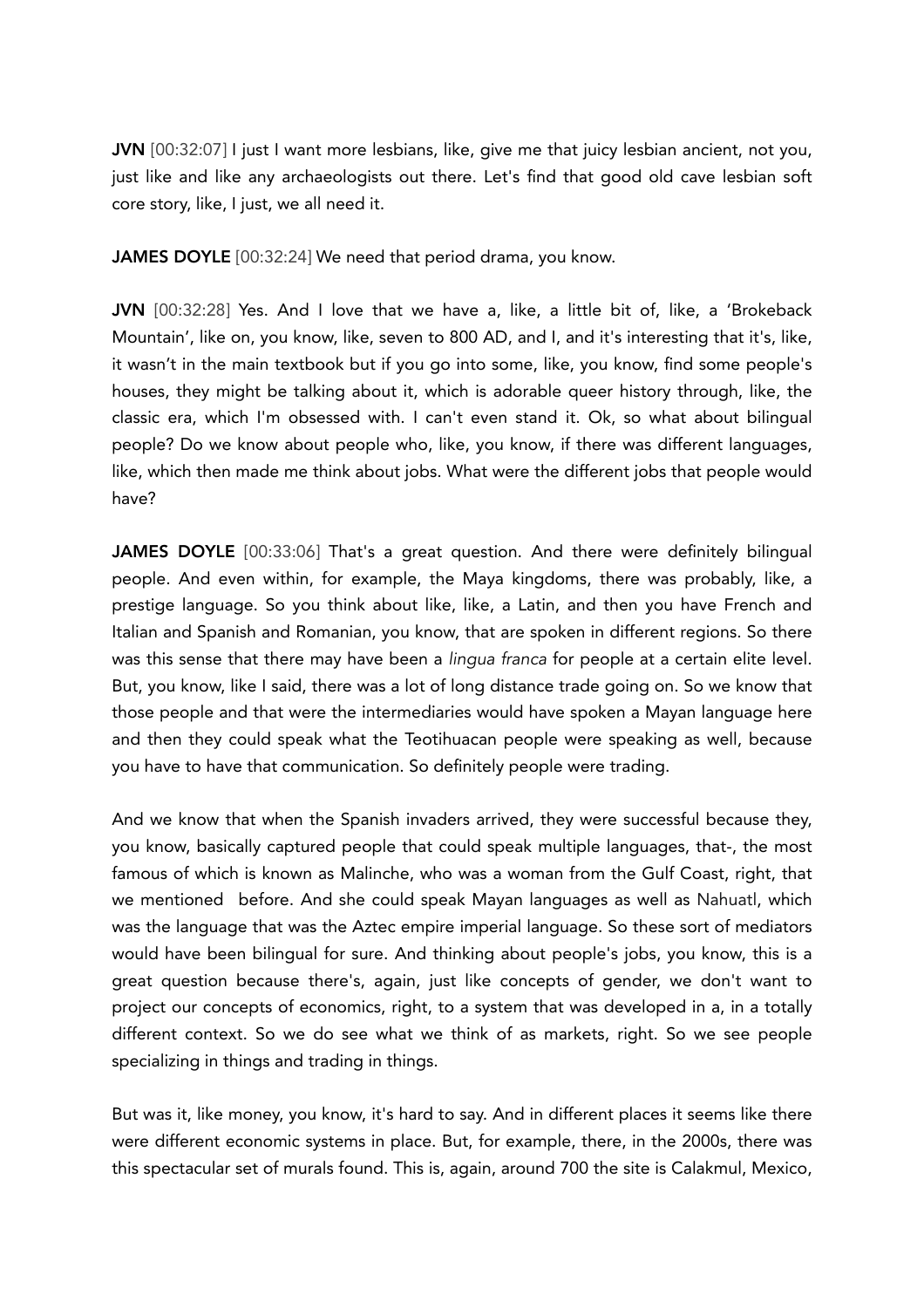**JVN** [00:32:07] I just I want more lesbians, like, give me that juicy lesbian ancient, not you, just like and like any archaeologists out there. Let's find that good old cave lesbian soft core story, like, I just, we all need it.

**JAMES DOYLE** [00:32:24] We need that period drama, you know.

**JVN** [00:32:28] Yes. And I love that we have a, like, a little bit of, like, a 'Brokeback Mountain', like on, you know, like, seven to 800 AD, and I, and it's interesting that it's, like, it wasn't in the main textbook but if you go into some, like, you know, find some people's houses, they might be talking about it, which is adorable queer history through, like, the classic era, which I'm obsessed with. I can't even stand it. Ok, so what about bilingual people? Do we know about people who, like, you know, if there was different languages, like, which then made me think about jobs. What were the different jobs that people would have?

**JAMES DOYLE** [00:33:06] That's a great question. And there were definitely bilingual people. And even within, for example, the Maya kingdoms, there was probably, like, a prestige language. So you think about like, like, a Latin, and then you have French and Italian and Spanish and Romanian, you know, that are spoken in different regions. So there was this sense that there may have been a *lingua franca* for people at a certain elite level. But, you know, like I said, there was a lot of long distance trade going on. So we know that those people and that were the intermediaries would have spoken a Mayan language here and then they could speak what the Teotihuacan people were speaking as well, because you have to have that communication. So definitely people were trading.

And we know that when the Spanish invaders arrived, they were successful because they, you know, basically captured people that could speak multiple languages, that-, the most famous of which is known as Malinche, who was a woman from the Gulf Coast, right, that we mentioned before. And she could speak Mayan languages as well as Nahuatl, which was the language that was the Aztec empire imperial language. So these sort of mediators would have been bilingual for sure. And thinking about people's jobs, you know, this is a great question because there's, again, just like concepts of gender, we don't want to project our concepts of economics, right, to a system that was developed in a, in a totally different context. So we do see what we think of as markets, right. So we see people specializing in things and trading in things.

But was it, like money, you know, it's hard to say. And in different places it seems like there were different economic systems in place. But, for example, there, in the 2000s, there was this spectacular set of murals found. This is, again, around 700 the site is Calakmul, Mexico,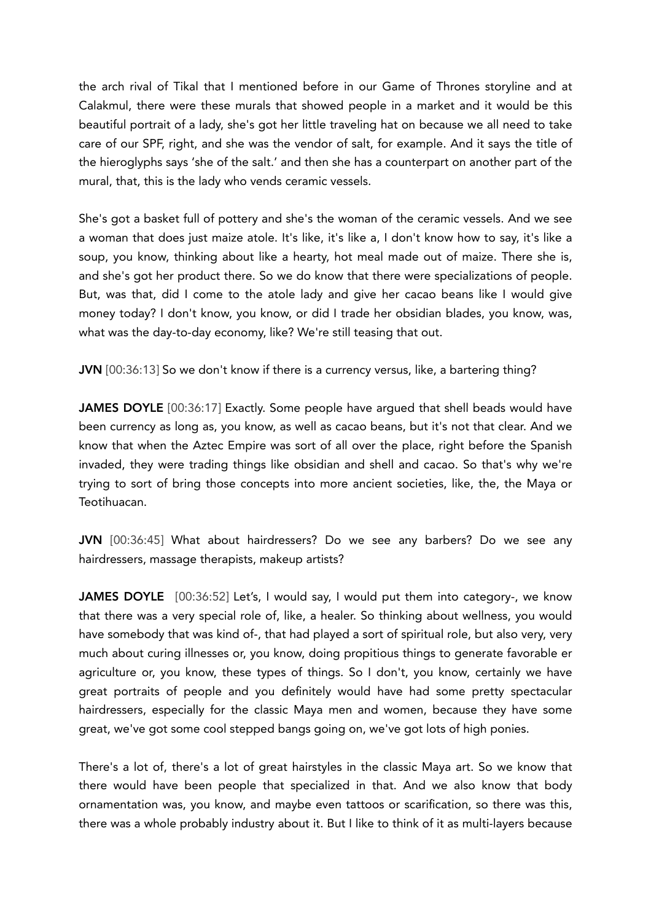the arch rival of Tikal that I mentioned before in our Game of Thrones storyline and at Calakmul, there were these murals that showed people in a market and it would be this beautiful portrait of a lady, she's got her little traveling hat on because we all need to take care of our SPF, right, and she was the vendor of salt, for example. And it says the title of the hieroglyphs says 'she of the salt.' and then she has a counterpart on another part of the mural, that, this is the lady who vends ceramic vessels.

She's got a basket full of pottery and she's the woman of the ceramic vessels. And we see a woman that does just maize atole. It's like, it's like a, I don't know how to say, it's like a soup, you know, thinking about like a hearty, hot meal made out of maize. There she is, and she's got her product there. So we do know that there were specializations of people. But, was that, did I come to the atole lady and give her cacao beans like I would give money today? I don't know, you know, or did I trade her obsidian blades, you know, was, what was the day-to-day economy, like? We're still teasing that out.

**JVN** [00:36:13] So we don't know if there is a currency versus, like, a bartering thing?

**JAMES DOYLE** [00:36:17] Exactly. Some people have argued that shell beads would have been currency as long as, you know, as well as cacao beans, but it's not that clear. And we know that when the Aztec Empire was sort of all over the place, right before the Spanish invaded, they were trading things like obsidian and shell and cacao. So that's why we're trying to sort of bring those concepts into more ancient societies, like, the, the Maya or Teotihuacan.

**JVN** [00:36:45] What about hairdressers? Do we see any barbers? Do we see any hairdressers, massage therapists, makeup artists?

**JAMES DOYLE** [00:36:52] Let's, I would say, I would put them into category-, we know that there was a very special role of, like, a healer. So thinking about wellness, you would have somebody that was kind of-, that had played a sort of spiritual role, but also very, very much about curing illnesses or, you know, doing propitious things to generate favorable er agriculture or, you know, these types of things. So I don't, you know, certainly we have great portraits of people and you definitely would have had some pretty spectacular hairdressers, especially for the classic Maya men and women, because they have some great, we've got some cool stepped bangs going on, we've got lots of high ponies.

There's a lot of, there's a lot of great hairstyles in the classic Maya art. So we know that there would have been people that specialized in that. And we also know that body ornamentation was, you know, and maybe even tattoos or scarification, so there was this, there was a whole probably industry about it. But I like to think of it as multi-layers because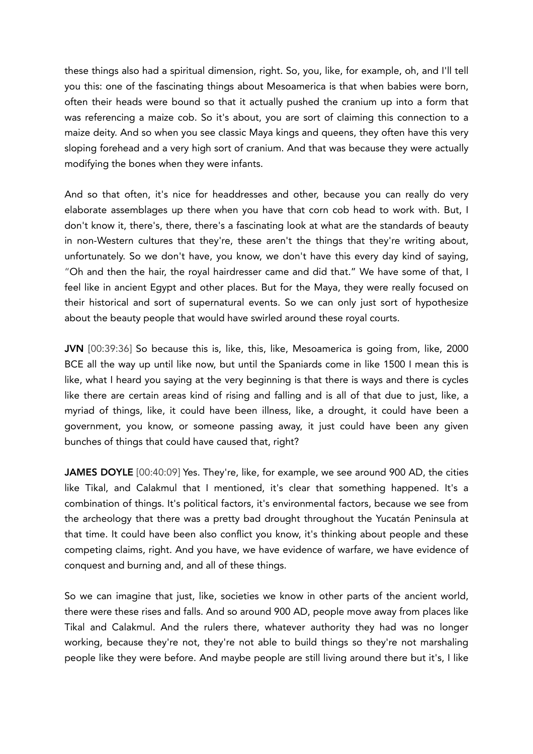these things also had a spiritual dimension, right. So, you, like, for example, oh, and I'll tell you this: one of the fascinating things about Mesoamerica is that when babies were born, often their heads were bound so that it actually pushed the cranium up into a form that was referencing a maize cob. So it's about, you are sort of claiming this connection to a maize deity. And so when you see classic Maya kings and queens, they often have this very sloping forehead and a very high sort of cranium. And that was because they were actually modifying the bones when they were infants.

And so that often, it's nice for headdresses and other, because you can really do very elaborate assemblages up there when you have that corn cob head to work with. But, I don't know it, there's, there, there's a fascinating look at what are the standards of beauty in non-Western cultures that they're, these aren't the things that they're writing about, unfortunately. So we don't have, you know, we don't have this every day kind of saying, "Oh and then the hair, the royal hairdresser came and did that." We have some of that, I feel like in ancient Egypt and other places. But for the Maya, they were really focused on their historical and sort of supernatural events. So we can only just sort of hypothesize about the beauty people that would have swirled around these royal courts.

**JVN** [00:39:36] So because this is, like, this, like, Mesoamerica is going from, like, 2000 BCE all the way up until like now, but until the Spaniards come in like 1500 I mean this is like, what I heard you saying at the very beginning is that there is ways and there is cycles like there are certain areas kind of rising and falling and is all of that due to just, like, a myriad of things, like, it could have been illness, like, a drought, it could have been a government, you know, or someone passing away, it just could have been any given bunches of things that could have caused that, right?

**JAMES DOYLE** [00:40:09] Yes. They're, like, for example, we see around 900 AD, the cities like Tikal, and Calakmul that I mentioned, it's clear that something happened. It's a combination of things. It's political factors, it's environmental factors, because we see from the archeology that there was a pretty bad drought throughout the Yucatán Peninsula at that time. It could have been also conflict you know, it's thinking about people and these competing claims, right. And you have, we have evidence of warfare, we have evidence of conquest and burning and, and all of these things.

So we can imagine that just, like, societies we know in other parts of the ancient world, there were these rises and falls. And so around 900 AD, people move away from places like Tikal and Calakmul. And the rulers there, whatever authority they had was no longer working, because they're not, they're not able to build things so they're not marshaling people like they were before. And maybe people are still living around there but it's, I like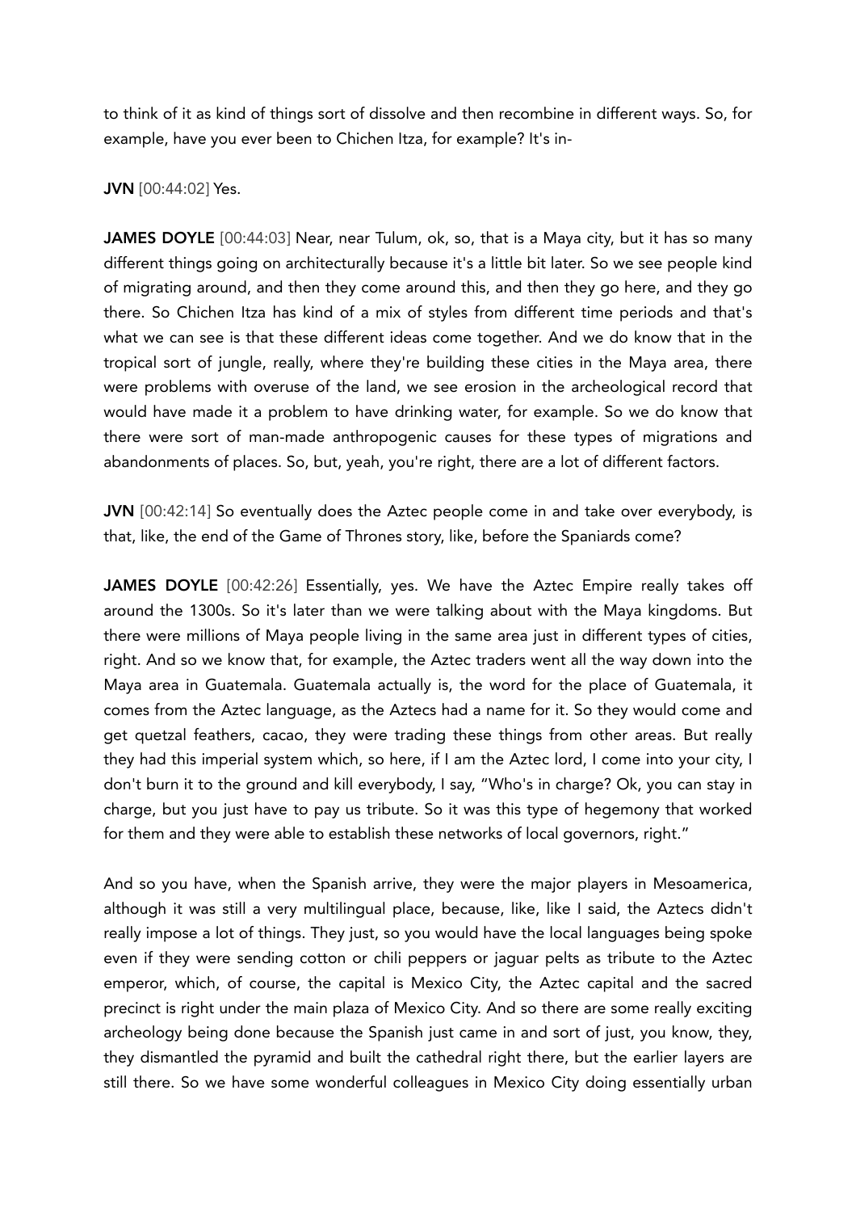to think of it as kind of things sort of dissolve and then recombine in different ways. So, for example, have you ever been to Chichen Itza, for example? It's in-

**JVN** [00:44:02] Yes.

**JAMES DOYLE** [00:44:03] Near, near Tulum, ok, so, that is a Maya city, but it has so many different things going on architecturally because it's a little bit later. So we see people kind of migrating around, and then they come around this, and then they go here, and they go there. So Chichen Itza has kind of a mix of styles from different time periods and that's what we can see is that these different ideas come together. And we do know that in the tropical sort of jungle, really, where they're building these cities in the Maya area, there were problems with overuse of the land, we see erosion in the archeological record that would have made it a problem to have drinking water, for example. So we do know that there were sort of man-made anthropogenic causes for these types of migrations and abandonments of places. So, but, yeah, you're right, there are a lot of different factors.

**JVN** [00:42:14] So eventually does the Aztec people come in and take over everybody, is that, like, the end of the Game of Thrones story, like, before the Spaniards come?

**JAMES DOYLE** [00:42:26] Essentially, yes. We have the Aztec Empire really takes off around the 1300s. So it's later than we were talking about with the Maya kingdoms. But there were millions of Maya people living in the same area just in different types of cities, right. And so we know that, for example, the Aztec traders went all the way down into the Maya area in Guatemala. Guatemala actually is, the word for the place of Guatemala, it comes from the Aztec language, as the Aztecs had a name for it. So they would come and get quetzal feathers, cacao, they were trading these things from other areas. But really they had this imperial system which, so here, if I am the Aztec lord, I come into your city, I don't burn it to the ground and kill everybody, I say, "Who's in charge? Ok, you can stay in charge, but you just have to pay us tribute. So it was this type of hegemony that worked for them and they were able to establish these networks of local governors, right."

And so you have, when the Spanish arrive, they were the major players in Mesoamerica, although it was still a very multilingual place, because, like, like I said, the Aztecs didn't really impose a lot of things. They just, so you would have the local languages being spoke even if they were sending cotton or chili peppers or jaguar pelts as tribute to the Aztec emperor, which, of course, the capital is Mexico City, the Aztec capital and the sacred precinct is right under the main plaza of Mexico City. And so there are some really exciting archeology being done because the Spanish just came in and sort of just, you know, they, they dismantled the pyramid and built the cathedral right there, but the earlier layers are still there. So we have some wonderful colleagues in Mexico City doing essentially urban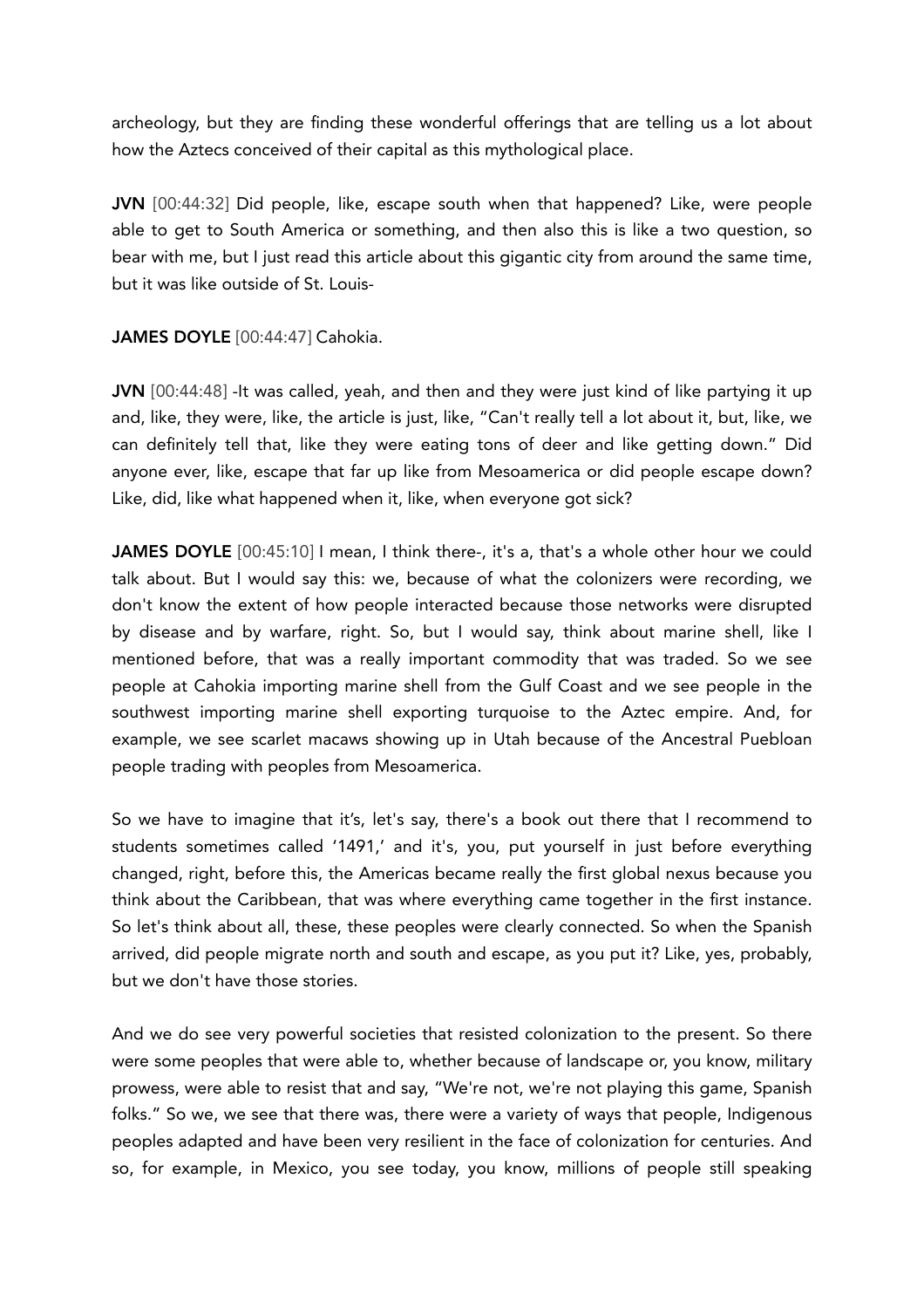archeology, but they are finding these wonderful offerings that are telling us a lot about how the Aztecs conceived of their capital as this mythological place.

**JVN** [00:44:32] Did people, like, escape south when that happened? Like, were people able to get to South America or something, and then also this is like a two question, so bear with me, but I just read this article about this gigantic city from around the same time, but it was like outside of St. Louis-

**JAMES DOYLE** [00:44:47] Cahokia.

**JVN** [00:44:48] -It was called, yeah, and then and they were just kind of like partying it up and, like, they were, like, the article is just, like, "Can't really tell a lot about it, but, like, we can definitely tell that, like they were eating tons of deer and like getting down." Did anyone ever, like, escape that far up like from Mesoamerica or did people escape down? Like, did, like what happened when it, like, when everyone got sick?

**JAMES DOYLE** [00:45:10] I mean, I think there-, it's a, that's a whole other hour we could talk about. But I would say this: we, because of what the colonizers were recording, we don't know the extent of how people interacted because those networks were disrupted by disease and by warfare, right. So, but I would say, think about marine shell, like I mentioned before, that was a really important commodity that was traded. So we see people at Cahokia importing marine shell from the Gulf Coast and we see people in the southwest importing marine shell exporting turquoise to the Aztec empire. And, for example, we see scarlet macaws showing up in Utah because of the Ancestral Puebloan people trading with peoples from Mesoamerica.

So we have to imagine that it's, let's say, there's a book out there that I recommend to students sometimes called '1491,' and it's, you, put yourself in just before everything changed, right, before this, the Americas became really the first global nexus because you think about the Caribbean, that was where everything came together in the first instance. So let's think about all, these, these peoples were clearly connected. So when the Spanish arrived, did people migrate north and south and escape, as you put it? Like, yes, probably, but we don't have those stories.

And we do see very powerful societies that resisted colonization to the present. So there were some peoples that were able to, whether because of landscape or, you know, military prowess, were able to resist that and say, "We're not, we're not playing this game, Spanish folks." So we, we see that there was, there were a variety of ways that people, Indigenous peoples adapted and have been very resilient in the face of colonization for centuries. And so, for example, in Mexico, you see today, you know, millions of people still speaking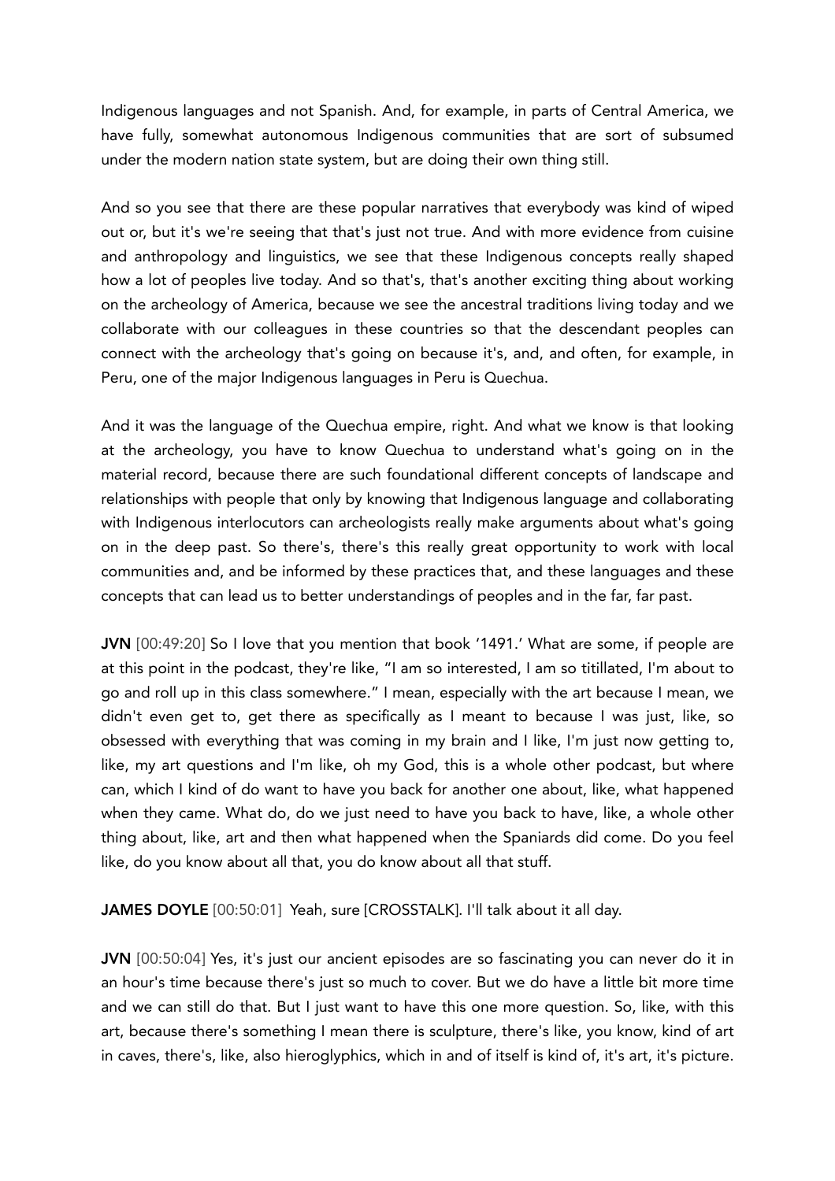Indigenous languages and not Spanish. And, for example, in parts of Central America, we have fully, somewhat autonomous Indigenous communities that are sort of subsumed under the modern nation state system, but are doing their own thing still.

And so you see that there are these popular narratives that everybody was kind of wiped out or, but it's we're seeing that that's just not true. And with more evidence from cuisine and anthropology and linguistics, we see that these Indigenous concepts really shaped how a lot of peoples live today. And so that's, that's another exciting thing about working on the archeology of America, because we see the ancestral traditions living today and we collaborate with our colleagues in these countries so that the descendant peoples can connect with the archeology that's going on because it's, and, and often, for example, in Peru, one of the major Indigenous languages in Peru is Quechua.

And it was the language of the Quechua empire, right. And what we know is that looking at the archeology, you have to know Quechua to understand what's going on in the material record, because there are such foundational different concepts of landscape and relationships with people that only by knowing that Indigenous language and collaborating with Indigenous interlocutors can archeologists really make arguments about what's going on in the deep past. So there's, there's this really great opportunity to work with local communities and, and be informed by these practices that, and these languages and these concepts that can lead us to better understandings of peoples and in the far, far past.

**JVN** [00:49:20] So I love that you mention that book '1491.' What are some, if people are at this point in the podcast, they're like, "I am so interested, I am so titillated, I'm about to go and roll up in this class somewhere." I mean, especially with the art because I mean, we didn't even get to, get there as specifically as I meant to because I was just, like, so obsessed with everything that was coming in my brain and I like, I'm just now getting to, like, my art questions and I'm like, oh my God, this is a whole other podcast, but where can, which I kind of do want to have you back for another one about, like, what happened when they came. What do, do we just need to have you back to have, like, a whole other thing about, like, art and then what happened when the Spaniards did come. Do you feel like, do you know about all that, you do know about all that stuff.

**JAMES DOYLE** [00:50:01] Yeah, sure [CROSSTALK]. I'll talk about it all day.

**JVN** [00:50:04] Yes, it's just our ancient episodes are so fascinating you can never do it in an hour's time because there's just so much to cover. But we do have a little bit more time and we can still do that. But I just want to have this one more question. So, like, with this art, because there's something I mean there is sculpture, there's like, you know, kind of art in caves, there's, like, also hieroglyphics, which in and of itself is kind of, it's art, it's picture.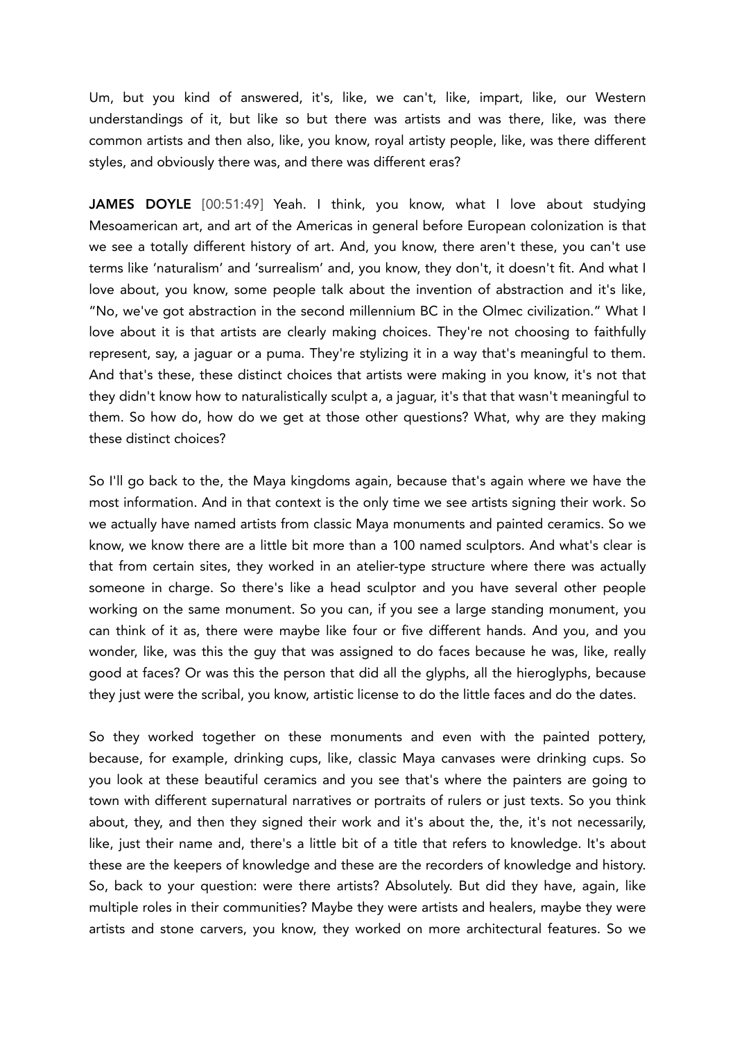Um, but you kind of answered, it's, like, we can't, like, impart, like, our Western understandings of it, but like so but there was artists and was there, like, was there common artists and then also, like, you know, royal artisty people, like, was there different styles, and obviously there was, and there was different eras?

**JAMES DOYLE** [00:51:49] Yeah. I think, you know, what I love about studying Mesoamerican art, and art of the Americas in general before European colonization is that we see a totally different history of art. And, you know, there aren't these, you can't use terms like 'naturalism' and 'surrealism' and, you know, they don't, it doesn't fit. And what I love about, you know, some people talk about the invention of abstraction and it's like, "No, we've got abstraction in the second millennium BC in the Olmec civilization." What I love about it is that artists are clearly making choices. They're not choosing to faithfully represent, say, a jaguar or a puma. They're stylizing it in a way that's meaningful to them. And that's these, these distinct choices that artists were making in you know, it's not that they didn't know how to naturalistically sculpt a, a jaguar, it's that that wasn't meaningful to them. So how do, how do we get at those other questions? What, why are they making these distinct choices?

So I'll go back to the, the Maya kingdoms again, because that's again where we have the most information. And in that context is the only time we see artists signing their work. So we actually have named artists from classic Maya monuments and painted ceramics. So we know, we know there are a little bit more than a 100 named sculptors. And what's clear is that from certain sites, they worked in an atelier-type structure where there was actually someone in charge. So there's like a head sculptor and you have several other people working on the same monument. So you can, if you see a large standing monument, you can think of it as, there were maybe like four or five different hands. And you, and you wonder, like, was this the guy that was assigned to do faces because he was, like, really good at faces? Or was this the person that did all the glyphs, all the hieroglyphs, because they just were the scribal, you know, artistic license to do the little faces and do the dates.

So they worked together on these monuments and even with the painted pottery, because, for example, drinking cups, like, classic Maya canvases were drinking cups. So you look at these beautiful ceramics and you see that's where the painters are going to town with different supernatural narratives or portraits of rulers or just texts. So you think about, they, and then they signed their work and it's about the, the, it's not necessarily, like, just their name and, there's a little bit of a title that refers to knowledge. It's about these are the keepers of knowledge and these are the recorders of knowledge and history. So, back to your question: were there artists? Absolutely. But did they have, again, like multiple roles in their communities? Maybe they were artists and healers, maybe they were artists and stone carvers, you know, they worked on more architectural features. So we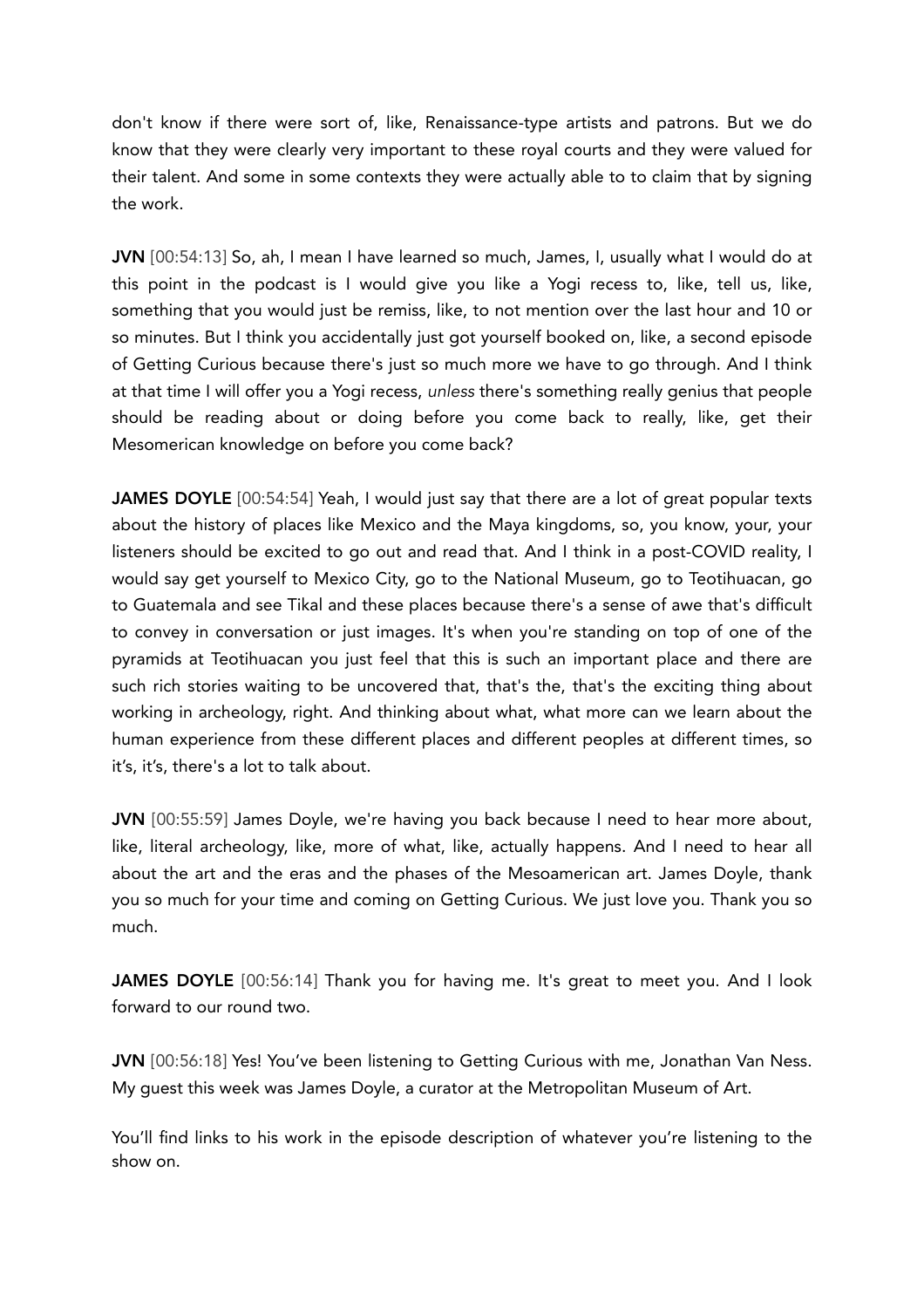don't know if there were sort of, like, Renaissance-type artists and patrons. But we do know that they were clearly very important to these royal courts and they were valued for their talent. And some in some contexts they were actually able to to claim that by signing the work.

**JVN** [00:54:13] So, ah, I mean I have learned so much, James, I, usually what I would do at this point in the podcast is I would give you like a Yogi recess to, like, tell us, like, something that you would just be remiss, like, to not mention over the last hour and 10 or so minutes. But I think you accidentally just got yourself booked on, like, a second episode of Getting Curious because there's just so much more we have to go through. And I think at that time I will offer you a Yogi recess, *unless* there's something really genius that people should be reading about or doing before you come back to really, like, get their Mesomerican knowledge on before you come back?

**JAMES DOYLE** [00:54:54] Yeah, I would just say that there are a lot of great popular texts about the history of places like Mexico and the Maya kingdoms, so, you know, your, your listeners should be excited to go out and read that. And I think in a post-COVID reality, I would say get yourself to Mexico City, go to the National Museum, go to Teotihuacan, go to Guatemala and see Tikal and these places because there's a sense of awe that's difficult to convey in conversation or just images. It's when you're standing on top of one of the pyramids at Teotihuacan you just feel that this is such an important place and there are such rich stories waiting to be uncovered that, that's the, that's the exciting thing about working in archeology, right. And thinking about what, what more can we learn about the human experience from these different places and different peoples at different times, so it's, it's, there's a lot to talk about.

**JVN** [00:55:59] James Doyle, we're having you back because I need to hear more about, like, literal archeology, like, more of what, like, actually happens. And I need to hear all about the art and the eras and the phases of the Mesoamerican art. James Doyle, thank you so much for your time and coming on Getting Curious. We just love you. Thank you so much.

**JAMES DOYLE** [00:56:14] Thank you for having me. It's great to meet you. And I look forward to our round two.

**JVN** [00:56:18] Yes! You've been listening to Getting Curious with me, Jonathan Van Ness. My guest this week was James Doyle, a curator at the Metropolitan Museum of Art.

You'll find links to his work in the episode description of whatever you're listening to the show on.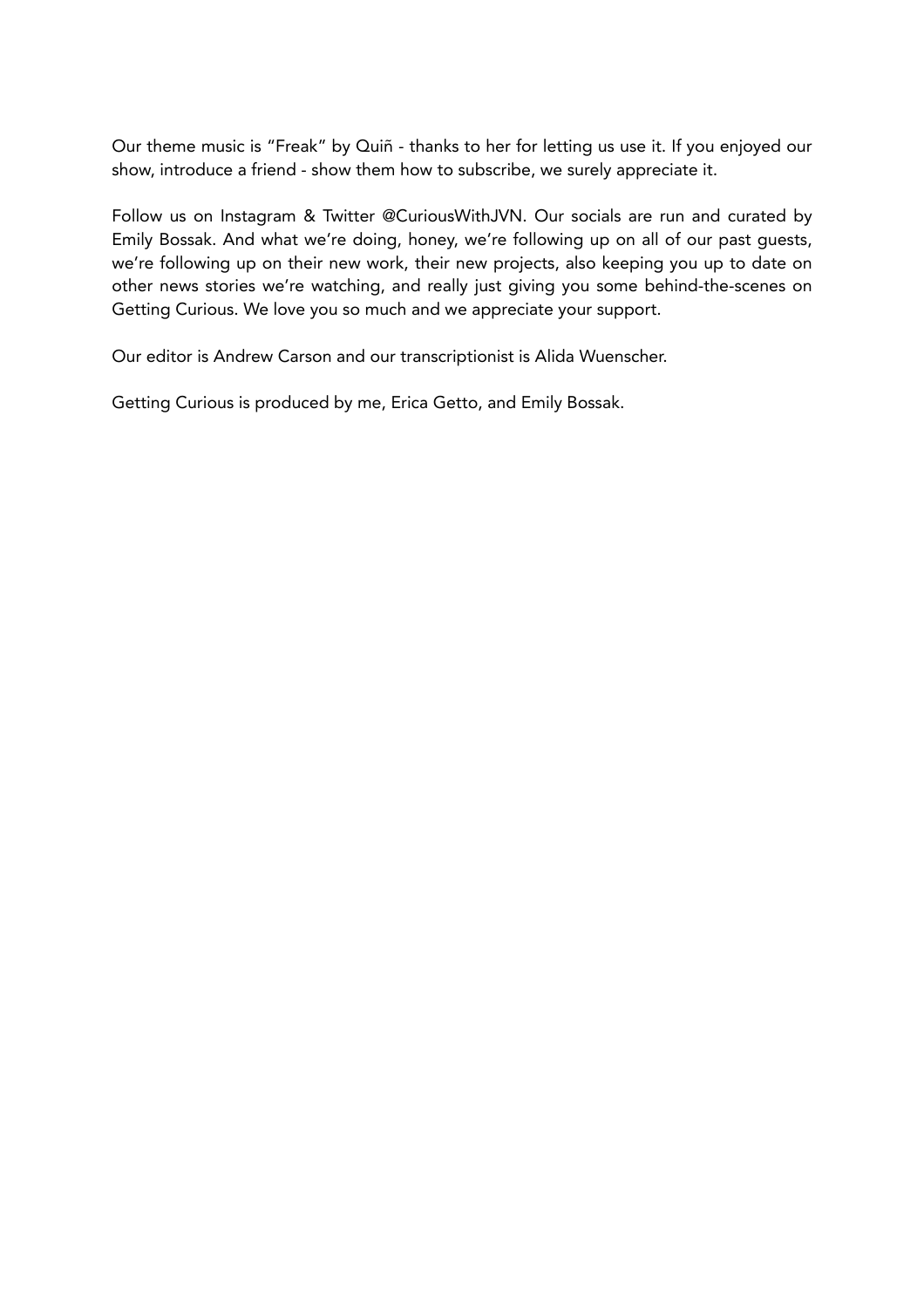Our theme music is "Freak" by Quiñ - thanks to her for letting us use it. If you enjoyed our show, introduce a friend - show them how to subscribe, we surely appreciate it.

Follow us on Instagram & Twitter @CuriousWithJVN. Our socials are run and curated by Emily Bossak. And what we're doing, honey, we're following up on all of our past guests, we're following up on their new work, their new projects, also keeping you up to date on other news stories we're watching, and really just giving you some behind-the-scenes on Getting Curious. We love you so much and we appreciate your support.

Our editor is Andrew Carson and our transcriptionist is Alida Wuenscher.

Getting Curious is produced by me, Erica Getto, and Emily Bossak.